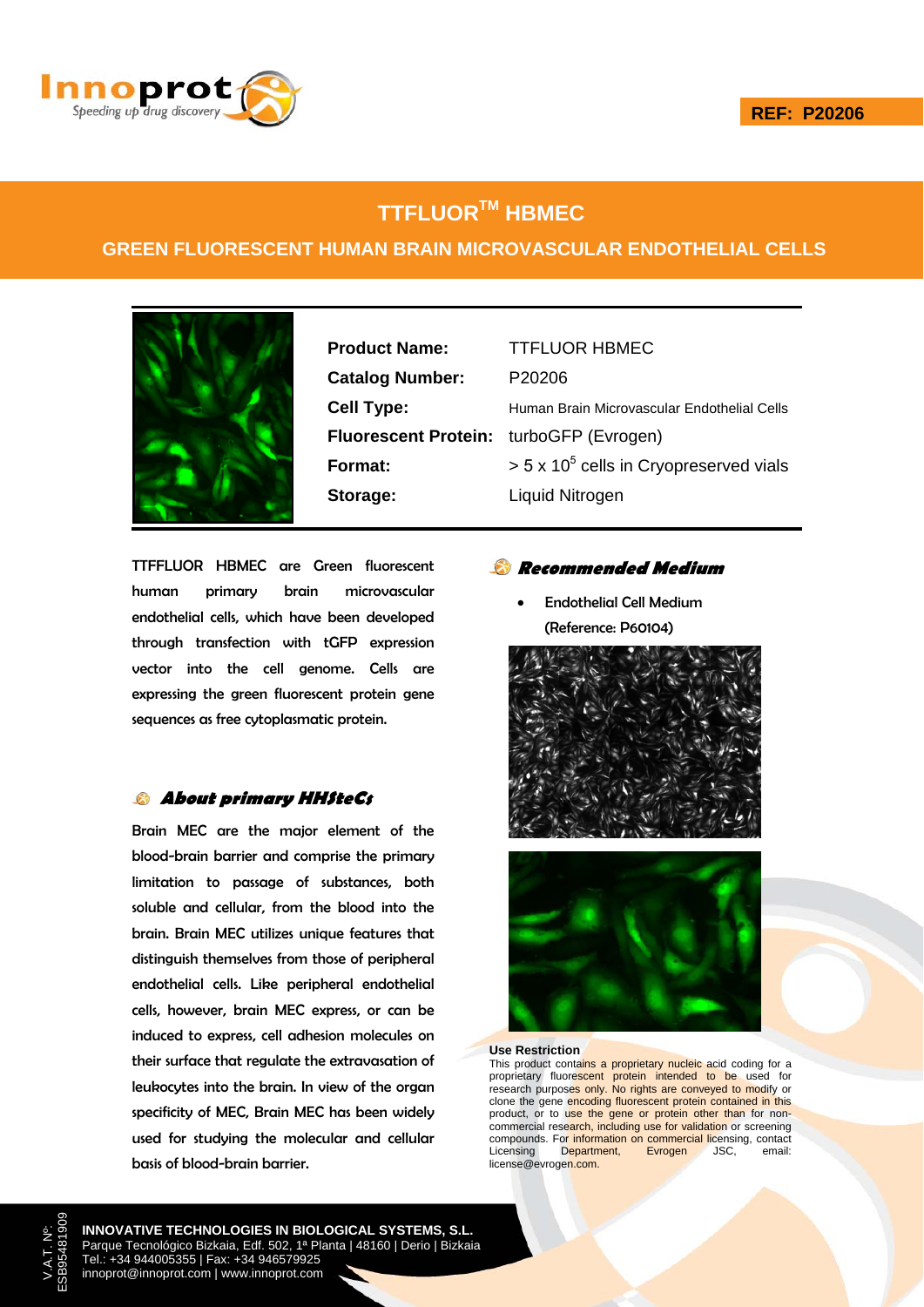REF: P20206

# TTFLUOR™ HBMEC

## GREEN FLUORESCENT HUMAN BRAIN MICROVASCULAR ENDOTHELIAL CELLS

| | |
|---|---|
| **Product Name:** | TTFLUOR HBMEC |
| **Catalog Number:** | P20206 |
| **Cell Type:** | Human Brain Microvascular Endothelial Cells |
| **Fluorescent Protein:** | turboGFP (Evrogen) |
| **Format:** | > 5 x $10^5$ cells in Cryopreserved vials |
| **Storage:** | Liquid Nitrogen |

TTFFLUOR HBMEC are Green fluorescent human primary brain microvascular endothelial cells, which have been developed through transfection with tGFP expression vector into the cell genome. Cells are expressing the green fluorescent protein gene sequences as free cytoplasmatic protein.

### *About primary HHSteCs*

Brain MEC are the major element of the blood-brain barrier and comprise the primary limitation to passage of substances, both soluble and cellular, from the blood into the brain. Brain MEC utilizes unique features that distinguish themselves from those of peripheral endothelial cells. Like peripheral endothelial cells, however, brain MEC express, or can be induced to express, cell adhesion molecules on their surface that regulate the extravasation of leukocytes into the brain. In view of the organ specificity of MEC, Brain MEC has been widely used for studying the molecular and cellular basis of blood-brain barrier.

### *Recommended Medium*

- Endothelial Cell Medium (Reference: P60104)

**Use Restriction**

This product contains a proprietary nucleic acid coding for a proprietary fluorescent protein intended to be used for research purposes only. No rights are conveyed to modify or clone the gene encoding fluorescent protein contained in this product, or to use the gene or protein other than for non-commercial research, including use for validation or screening compounds. For information on commercial licensing, contact Licensing Department, Evrogen JSC, email: license@evrogen.com.

**INNOVATIVE TECHNOLOGIES IN BIOLOGICAL SYSTEMS, S.L.**
Parque Tecnológico Bizkaia, Edf. 502, 1ª Planta | 48160 | Derio | Bizkaia
Tel.: +34 944005355 | Fax: +34 946579925
innoprot@innoprot.com | www.innoprot.com

V.A.T. Nº: ESB95481909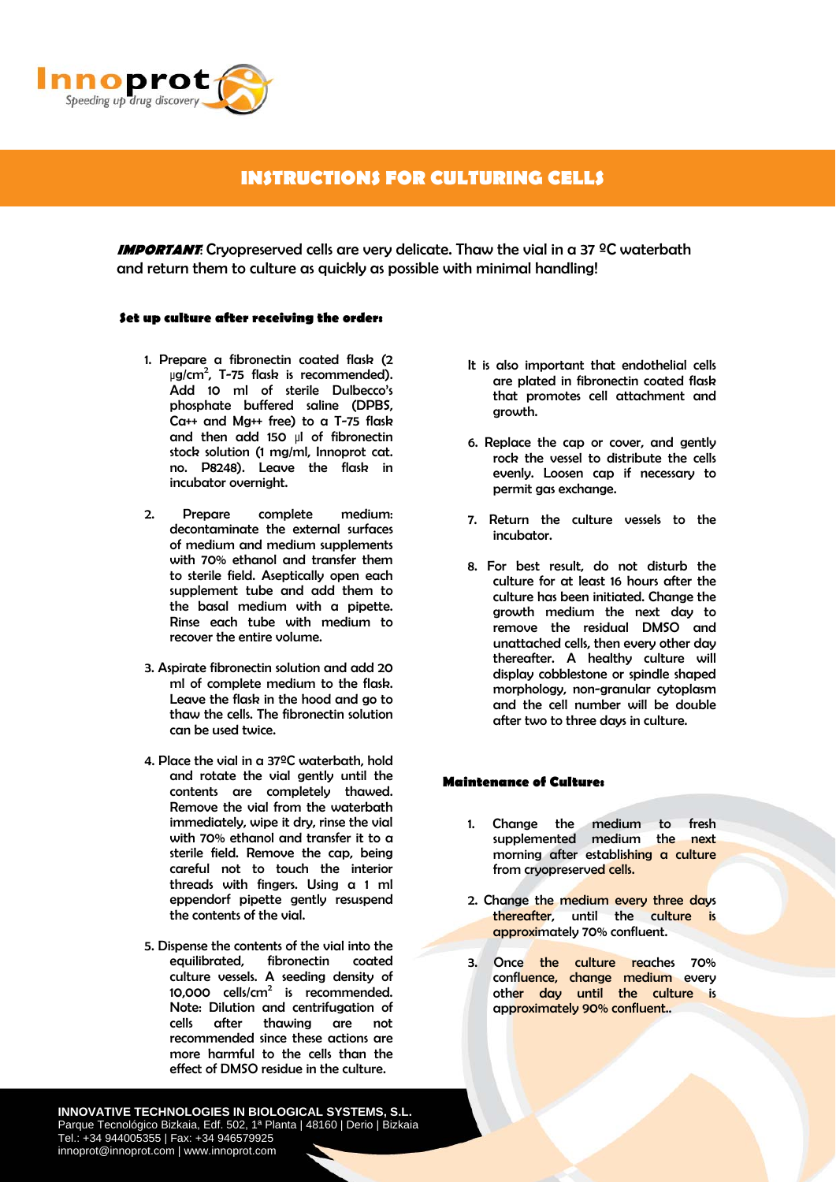# INSTRUCTIONS FOR CULTURING CELLS

***IMPORTANT***: Cryopreserved cells are very delicate. Thaw the vial in a 37 ºC waterbath and return them to culture as quickly as possible with minimal handling!

### Set up culture after receiving the order:

1. Prepare a fibronectin coated flask (2 µg/cm$^2$, T-75 flask is recommended). Add 10 ml of sterile Dulbecco's phosphate buffered saline (DPBS, Ca++ and Mg++ free) to a T-75 flask and then add 150 µl of fibronectin stock solution (1 mg/ml, Innoprot cat. no. P8248). Leave the flask in incubator overnight.
2. Prepare complete medium: decontaminate the external surfaces of medium and medium supplements with 70% ethanol and transfer them to sterile field. Aseptically open each supplement tube and add them to the basal medium with a pipette. Rinse each tube with medium to recover the entire volume.
3. Aspirate fibronectin solution and add 20 ml of complete medium to the flask. Leave the flask in the hood and go to thaw the cells. The fibronectin solution can be used twice.
4. Place the vial in a 37ºC waterbath, hold and rotate the vial gently until the contents are completely thawed. Remove the vial from the waterbath immediately, wipe it dry, rinse the vial with 70% ethanol and transfer it to a sterile field. Remove the cap, being careful not to touch the interior threads with fingers. Using a 1 ml eppendorf pipette gently resuspend the contents of the vial.
5. Dispense the contents of the vial into the equilibrated, fibronectin coated culture vessels. A seeding density of 10,000 cells/cm$^2$ is recommended. Note: Dilution and centrifugation of cells after thawing are not recommended since these actions are more harmful to the cells than the effect of DMSO residue in the culture.

   It is also important that endothelial cells are plated in fibronectin coated flask that promotes cell attachment and growth.
6. Replace the cap or cover, and gently rock the vessel to distribute the cells evenly. Loosen cap if necessary to permit gas exchange.
7. Return the culture vessels to the incubator.
8. For best result, do not disturb the culture for at least 16 hours after the culture has been initiated. Change the growth medium the next day to remove the residual DMSO and unattached cells, then every other day thereafter. A healthy culture will display cobblestone or spindle shaped morphology, non-granular cytoplasm and the cell number will be double after two to three days in culture.

### Maintenance of Culture:

1. Change the medium to fresh supplemented medium the next morning after establishing a culture from cryopreserved cells.
2. Change the medium every three days thereafter, until the culture is approximately 70% confluent.
3. Once the culture reaches 70% confluence, change medium every other day until the culture is approximately 90% confluent..

**INNOVATIVE TECHNOLOGIES IN BIOLOGICAL SYSTEMS, S.L.**
Parque Tecnológico Bizkaia, Edf. 502, 1ª Planta | 48160 | Derio | Bizkaia
Tel.: +34 944005355 | Fax: +34 946579925
innoprot@innoprot.com | www.innoprot.com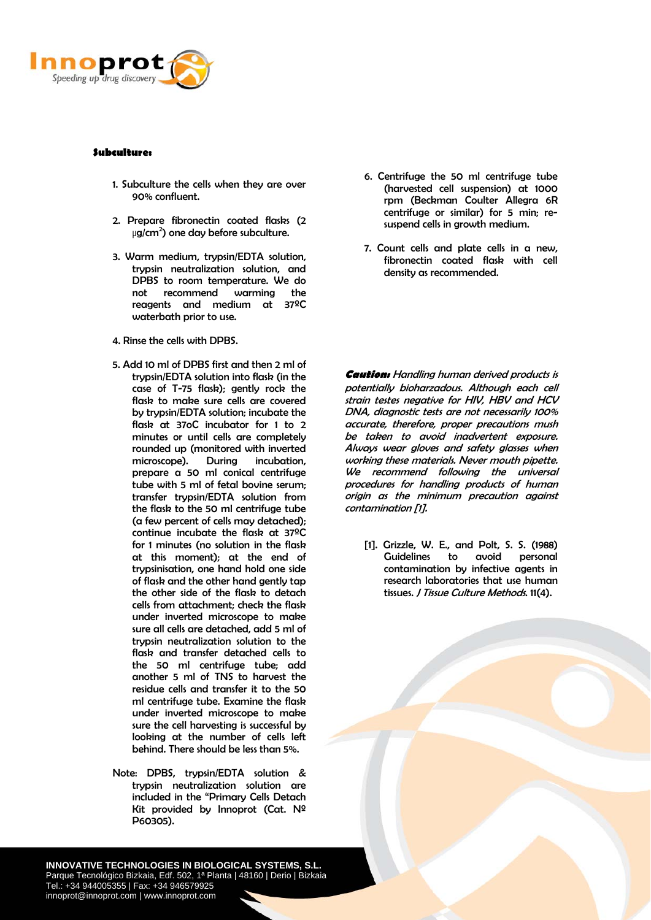**Subculture:**

1. Subculture the cells when they are over 90% confluent.

2. Prepare fibronectin coated flasks (2 µg/cm$^2$) one day before subculture.

3. Warm medium, trypsin/EDTA solution, trypsin neutralization solution, and DPBS to room temperature. We do not recommend warming the reagents and medium at 37ºC waterbath prior to use.

4. Rinse the cells with DPBS.

5. Add 10 ml of DPBS first and then 2 ml of trypsin/EDTA solution into flask (in the case of T-75 flask); gently rock the flask to make sure cells are covered by trypsin/EDTA solution; incubate the flask at 37oC incubator for 1 to 2 minutes or until cells are completely rounded up (monitored with inverted microscope). During incubation, prepare a 50 ml conical centrifuge tube with 5 ml of fetal bovine serum; transfer trypsin/EDTA solution from the flask to the 50 ml centrifuge tube (a few percent of cells may detached); continue incubate the flask at 37ºC for 1 minutes (no solution in the flask at this moment); at the end of trypsinisation, one hand hold one side of flask and the other hand gently tap the other side of the flask to detach cells from attachment; check the flask under inverted microscope to make sure all cells are detached, add 5 ml of trypsin neutralization solution to the flask and transfer detached cells to the 50 ml centrifuge tube; add another 5 ml of TNS to harvest the residue cells and transfer it to the 50 ml centrifuge tube. Examine the flask under inverted microscope to make sure the cell harvesting is successful by looking at the number of cells left behind. There should be less than 5%.

Note: DPBS, trypsin/EDTA solution & trypsin neutralization solution are included in the "Primary Cells Detach Kit provided by Innoprot (Cat. Nº P60305).

6. Centrifuge the 50 ml centrifuge tube (harvested cell suspension) at 1000 rpm (Beckman Coulter Allegra 6R centrifuge or similar) for 5 min; re-suspend cells in growth medium.

7. Count cells and plate cells in a new, fibronectin coated flask with cell density as recommended.

***Caution:*** *Handling human derived products is potentially biohazardous. Although each cell strain testes negative for HIV, HBV and HCV DNA, diagnostic tests are not necessarily 100% accurate, therefore, proper precautions mush be taken to avoid inadvertent exposure. Always wear gloves and safety glasses when working these materials. Never mouth pipette. We recommend following the universal procedures for handling products of human origin as the minimum precaution against contamination [1].*

[1]. Grizzle, W. E., and Polt, S. S. (1988) Guidelines to avoid personal contamination by infective agents in research laboratories that use human tissues. *J Tissue Culture Methods*. 11(4).

**INNOVATIVE TECHNOLOGIES IN BIOLOGICAL SYSTEMS, S.L.**
Parque Tecnológico Bizkaia, Edf. 502, 1ª Planta | 48160 | Derio | Bizkaia
Tel.: +34 944005355 | Fax: +34 946579925
innoprot@innoprot.com | www.innoprot.com